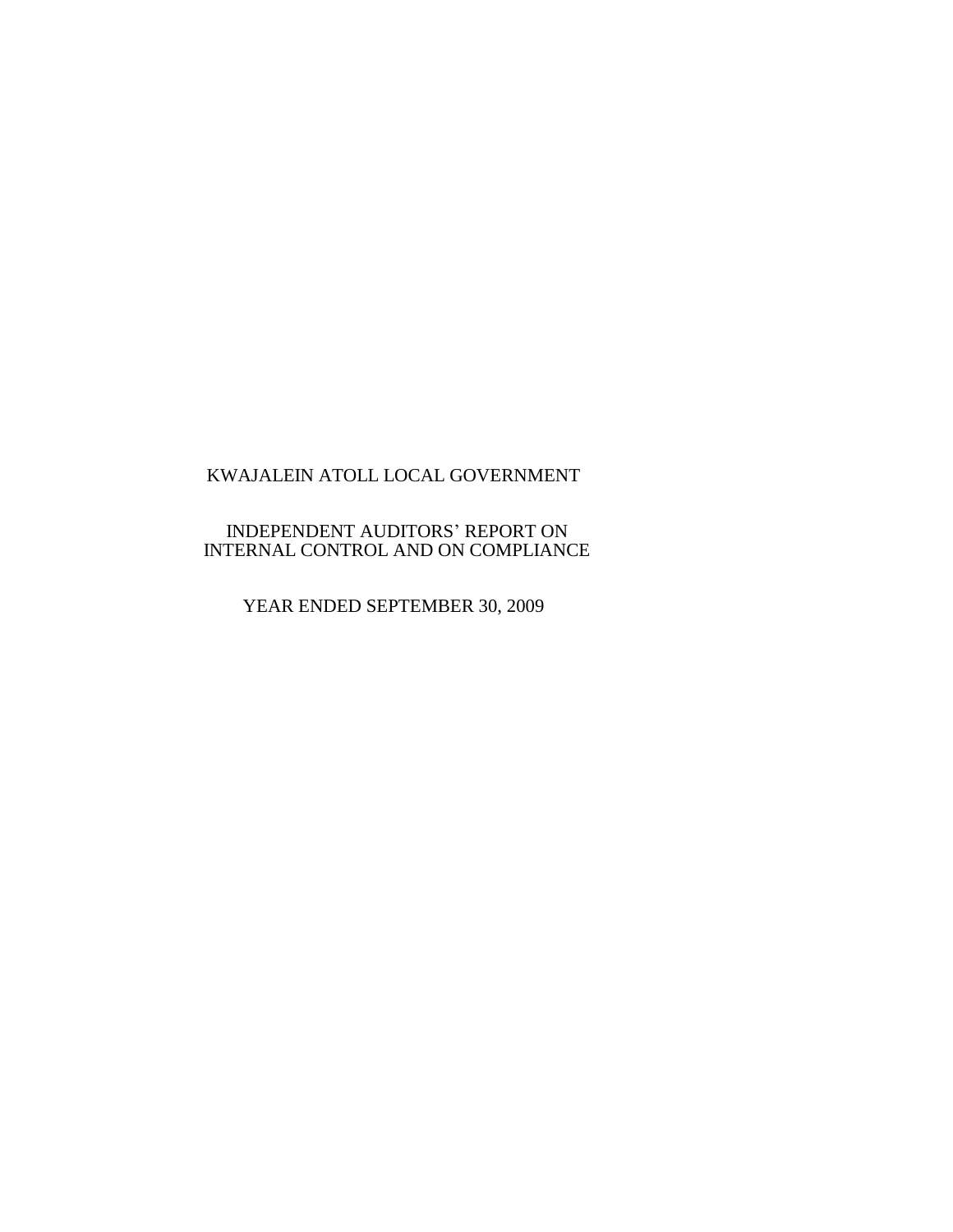# KWAJALEIN ATOLL LOCAL GOVERNMENT

## INDEPENDENT AUDITORS' REPORT ON INTERNAL CONTROL AND ON COMPLIANCE

### YEAR ENDED SEPTEMBER 30, 2009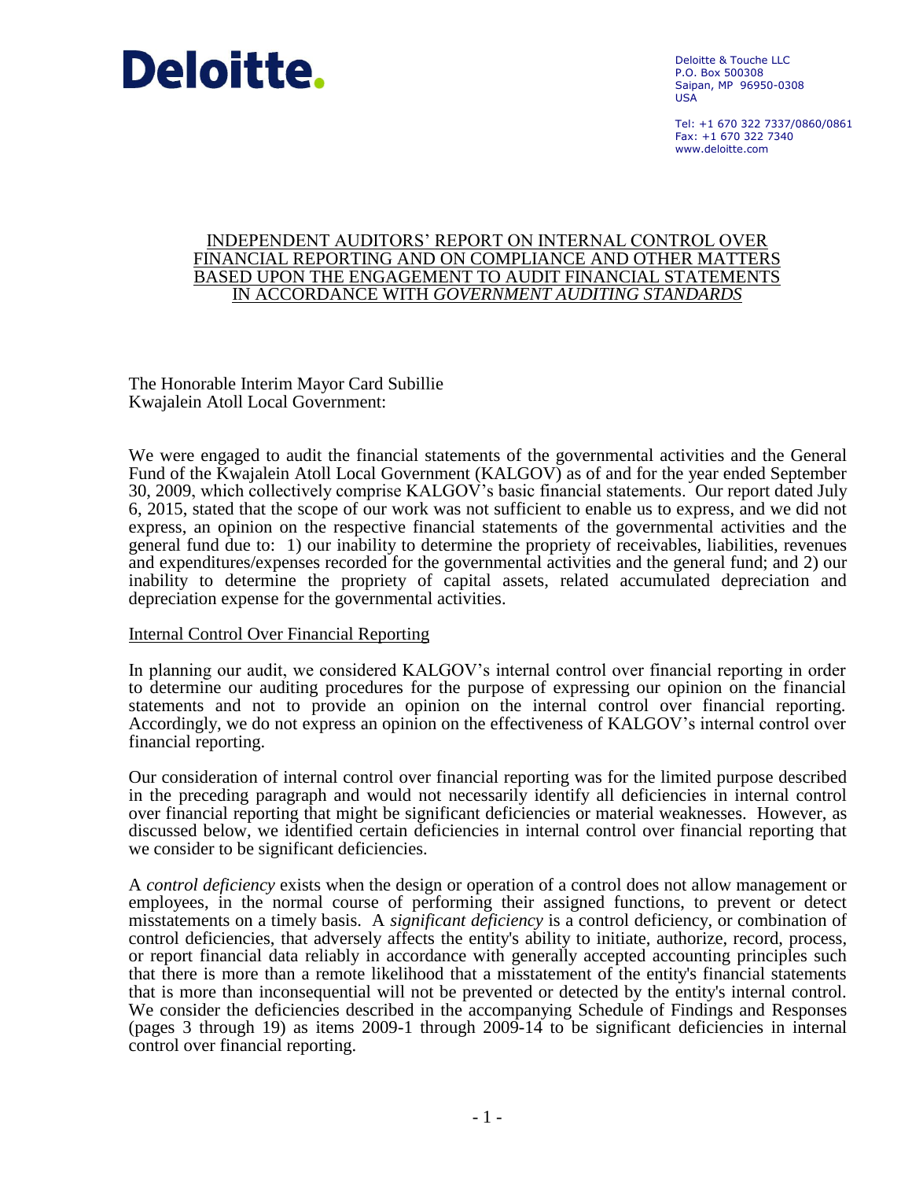**Deloitte.**

Deloitte & Touche LLC
P.O. Box 500308
Saipan, MP 96950-0308
USA

Tel: +1 670 322 7337/0860/0861
Fax: +1 670 322 7340
www.deloitte.com

# INDEPENDENT AUDITORS' REPORT ON INTERNAL CONTROL OVER FINANCIAL REPORTING AND ON COMPLIANCE AND OTHER MATTERS BASED UPON THE ENGAGEMENT TO AUDIT FINANCIAL STATEMENTS IN ACCORDANCE WITH *GOVERNMENT AUDITING STANDARDS*

The Honorable Interim Mayor Card Subillie
Kwajalein Atoll Local Government:

We were engaged to audit the financial statements of the governmental activities and the General Fund of the Kwajalein Atoll Local Government (KALGOV) as of and for the year ended September 30, 2009, which collectively comprise KALGOV's basic financial statements. Our report dated July 6, 2015, stated that the scope of our work was not sufficient to enable us to express, and we did not express, an opinion on the respective financial statements of the governmental activities and the general fund due to: 1) our inability to determine the propriety of receivables, liabilities, revenues and expenditures/expenses recorded for the governmental activities and the general fund; and 2) our inability to determine the propriety of capital assets, related accumulated depreciation and depreciation expense for the governmental activities.

## Internal Control Over Financial Reporting

In planning our audit, we considered KALGOV's internal control over financial reporting in order to determine our auditing procedures for the purpose of expressing our opinion on the financial statements and not to provide an opinion on the internal control over financial reporting. Accordingly, we do not express an opinion on the effectiveness of KALGOV's internal control over financial reporting.

Our consideration of internal control over financial reporting was for the limited purpose described in the preceding paragraph and would not necessarily identify all deficiencies in internal control over financial reporting that might be significant deficiencies or material weaknesses. However, as discussed below, we identified certain deficiencies in internal control over financial reporting that we consider to be significant deficiencies.

A *control deficiency* exists when the design or operation of a control does not allow management or employees, in the normal course of performing their assigned functions, to prevent or detect misstatements on a timely basis. A *significant deficiency* is a control deficiency, or combination of control deficiencies, that adversely affects the entity's ability to initiate, authorize, record, process, or report financial data reliably in accordance with generally accepted accounting principles such that there is more than a remote likelihood that a misstatement of the entity's financial statements that is more than inconsequential will not be prevented or detected by the entity's internal control. We consider the deficiencies described in the accompanying Schedule of Findings and Responses (pages 3 through 19) as items 2009-1 through 2009-14 to be significant deficiencies in internal control over financial reporting.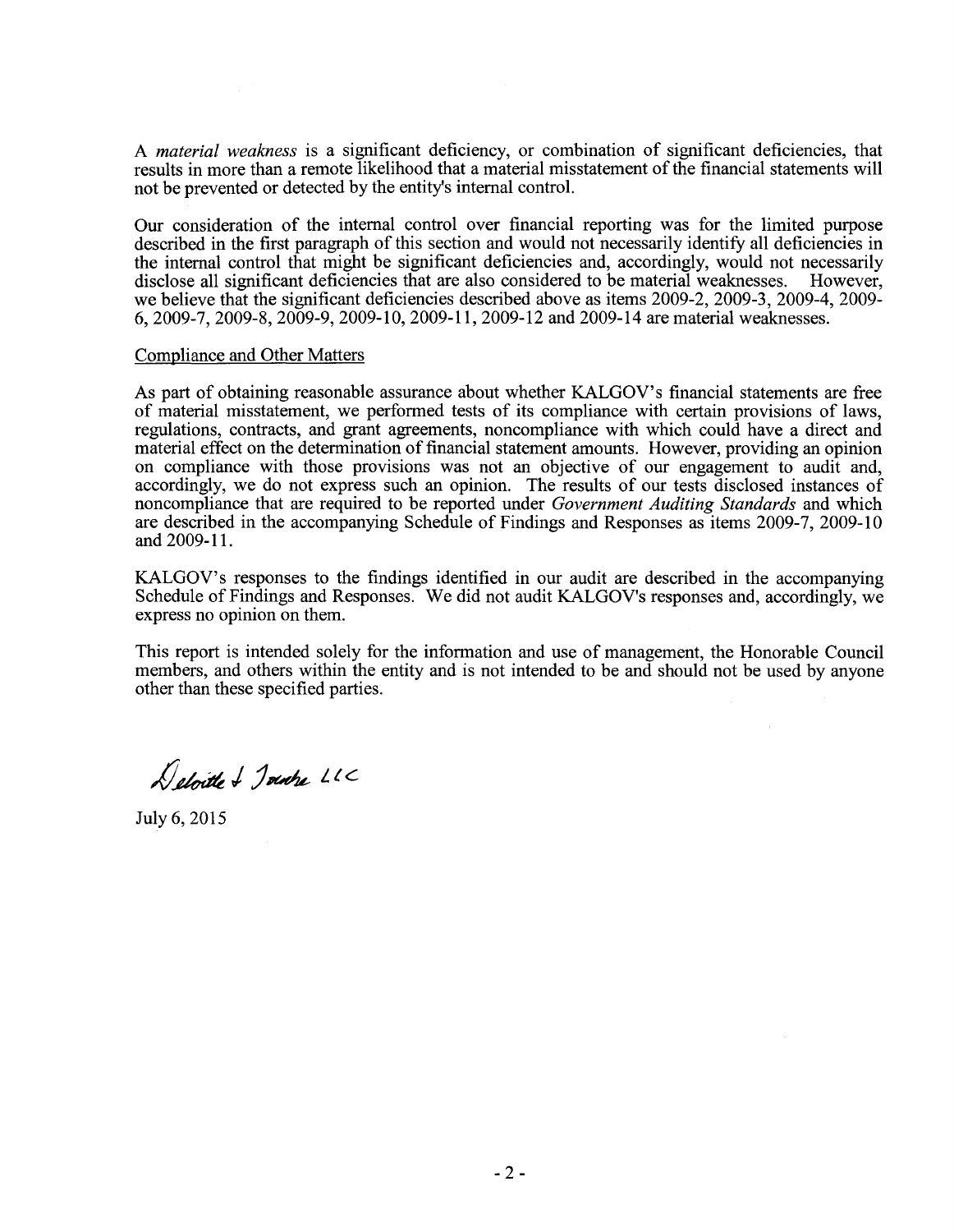A *material weakness* is a significant deficiency, or combination of significant deficiencies, that results in more than a remote likelihood that a material misstatement of the financial statements will not be prevented or detected by the entity's internal control.

Our consideration of the internal control over financial reporting was for the limited purpose described in the first paragraph of this section and would not necessarily identify all deficiencies in the internal control that might be significant deficiencies and, accordingly, would not necessarily disclose all significant deficiencies that are also considered to be material weaknesses. However, we believe that the significant deficiencies described above as items 2009-2, 2009-3, 2009-4, 2009-6, 2009-7, 2009-8, 2009-9, 2009-10, 2009-11, 2009-12 and 2009-14 are material weaknesses.

Compliance and Other Matters

As part of obtaining reasonable assurance about whether KALGOV's financial statements are free of material misstatement, we performed tests of its compliance with certain provisions of laws, regulations, contracts, and grant agreements, noncompliance with which could have a direct and material effect on the determination of financial statement amounts. However, providing an opinion on compliance with those provisions was not an objective of our engagement to audit and, accordingly, we do not express such an opinion. The results of our tests disclosed instances of noncompliance that are required to be reported under *Government Auditing Standards* and which are described in the accompanying Schedule of Findings and Responses as items 2009-7, 2009-10 and 2009-11.

KALGOV's responses to the findings identified in our audit are described in the accompanying Schedule of Findings and Responses. We did not audit KALGOV's responses and, accordingly, we express no opinion on them.

This report is intended solely for the information and use of management, the Honorable Council members, and others within the entity and is not intended to be and should not be used by anyone other than these specified parties.

Deloitte & Touche LLC

July 6, 2015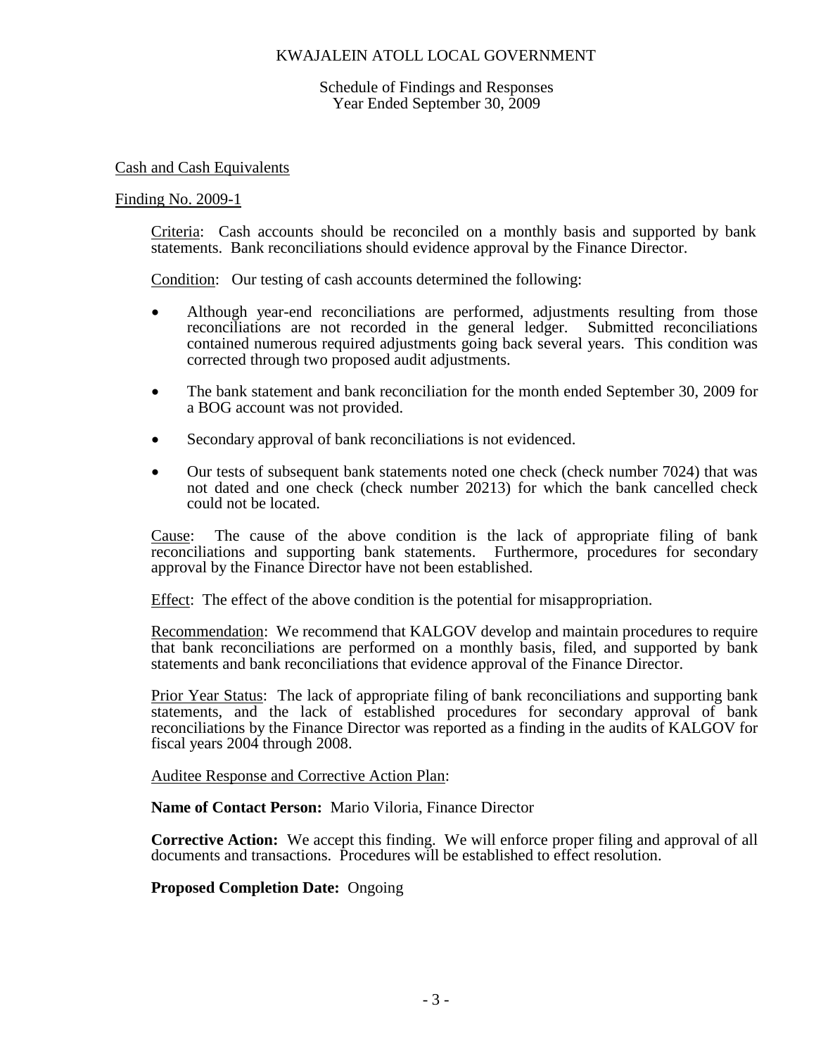# KWAJALEIN ATOLL LOCAL GOVERNMENT

Schedule of Findings and Responses
Year Ended September 30, 2009

Cash and Cash Equivalents

Finding No. 2009-1

Criteria: Cash accounts should be reconciled on a monthly basis and supported by bank statements. Bank reconciliations should evidence approval by the Finance Director.

Condition: Our testing of cash accounts determined the following:

- Although year-end reconciliations are performed, adjustments resulting from those reconciliations are not recorded in the general ledger. Submitted reconciliations contained numerous required adjustments going back several years. This condition was corrected through two proposed audit adjustments.
- The bank statement and bank reconciliation for the month ended September 30, 2009 for a BOG account was not provided.
- Secondary approval of bank reconciliations is not evidenced.
- Our tests of subsequent bank statements noted one check (check number 7024) that was not dated and one check (check number 20213) for which the bank cancelled check could not be located.

Cause: The cause of the above condition is the lack of appropriate filing of bank reconciliations and supporting bank statements. Furthermore, procedures for secondary approval by the Finance Director have not been established.

Effect: The effect of the above condition is the potential for misappropriation.

Recommendation: We recommend that KALGOV develop and maintain procedures to require that bank reconciliations are performed on a monthly basis, filed, and supported by bank statements and bank reconciliations that evidence approval of the Finance Director.

Prior Year Status: The lack of appropriate filing of bank reconciliations and supporting bank statements, and the lack of established procedures for secondary approval of bank reconciliations by the Finance Director was reported as a finding in the audits of KALGOV for fiscal years 2004 through 2008.

Auditee Response and Corrective Action Plan:

**Name of Contact Person:** Mario Viloria, Finance Director

**Corrective Action:** We accept this finding. We will enforce proper filing and approval of all documents and transactions. Procedures will be established to effect resolution.

**Proposed Completion Date:** Ongoing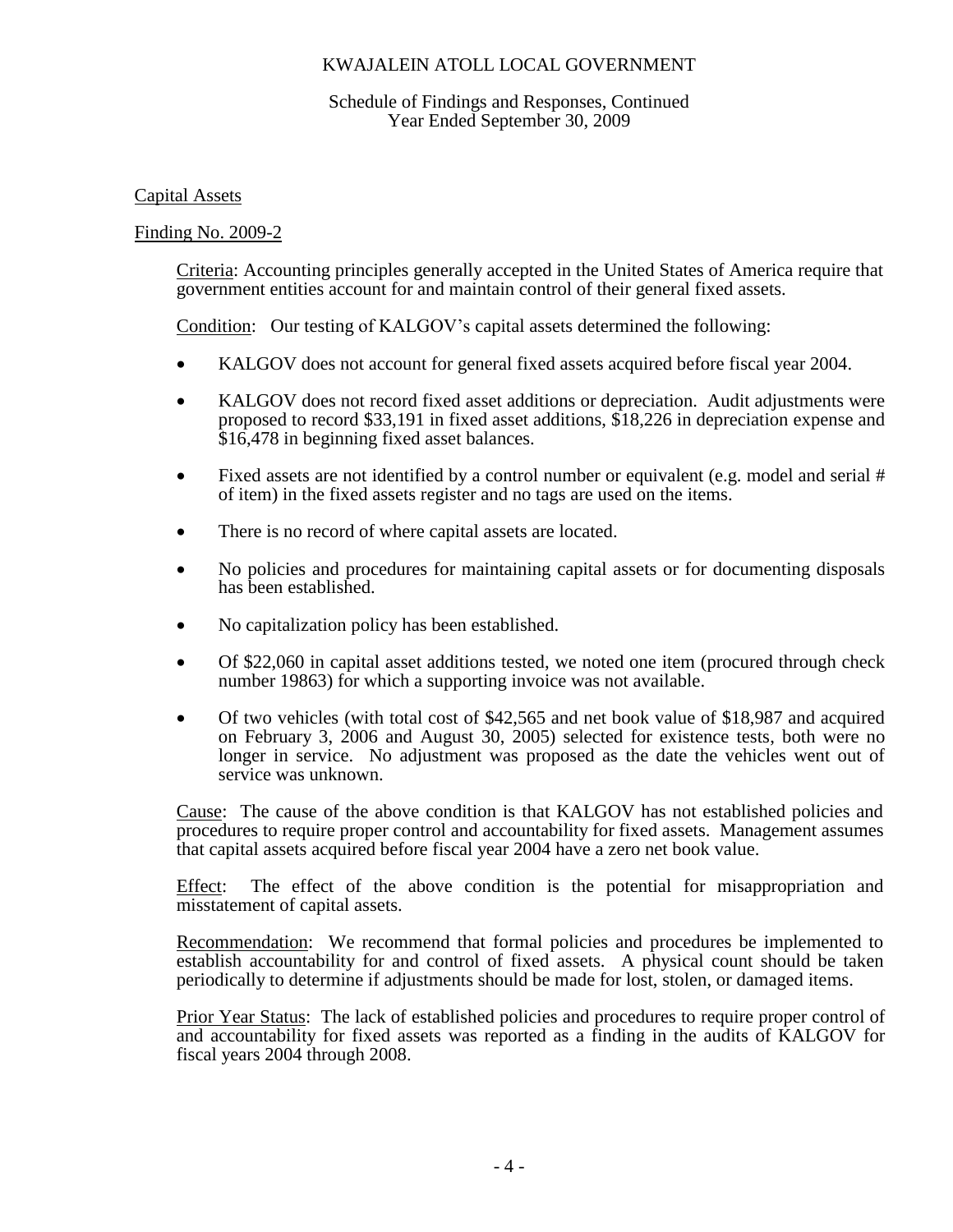## Capital Assets

### Finding No. 2009-2

Criteria: Accounting principles generally accepted in the United States of America require that government entities account for and maintain control of their general fixed assets.

Condition: Our testing of KALGOV's capital assets determined the following:

- KALGOV does not account for general fixed assets acquired before fiscal year 2004.
- KALGOV does not record fixed asset additions or depreciation. Audit adjustments were proposed to record $33,191 in fixed asset additions, $18,226 in depreciation expense and $16,478 in beginning fixed asset balances.
- Fixed assets are not identified by a control number or equivalent (e.g. model and serial # of item) in the fixed assets register and no tags are used on the items.
- There is no record of where capital assets are located.
- No policies and procedures for maintaining capital assets or for documenting disposals has been established.
- No capitalization policy has been established.
- Of $22,060 in capital asset additions tested, we noted one item (procured through check number 19863) for which a supporting invoice was not available.
- Of two vehicles (with total cost of $42,565 and net book value of $18,987 and acquired on February 3, 2006 and August 30, 2005) selected for existence tests, both were no longer in service. No adjustment was proposed as the date the vehicles went out of service was unknown.

Cause: The cause of the above condition is that KALGOV has not established policies and procedures to require proper control and accountability for fixed assets. Management assumes that capital assets acquired before fiscal year 2004 have a zero net book value.

Effect: The effect of the above condition is the potential for misappropriation and misstatement of capital assets.

Recommendation: We recommend that formal policies and procedures be implemented to establish accountability for and control of fixed assets. A physical count should be taken periodically to determine if adjustments should be made for lost, stolen, or damaged items.

Prior Year Status: The lack of established policies and procedures to require proper control of and accountability for fixed assets was reported as a finding in the audits of KALGOV for fiscal years 2004 through 2008.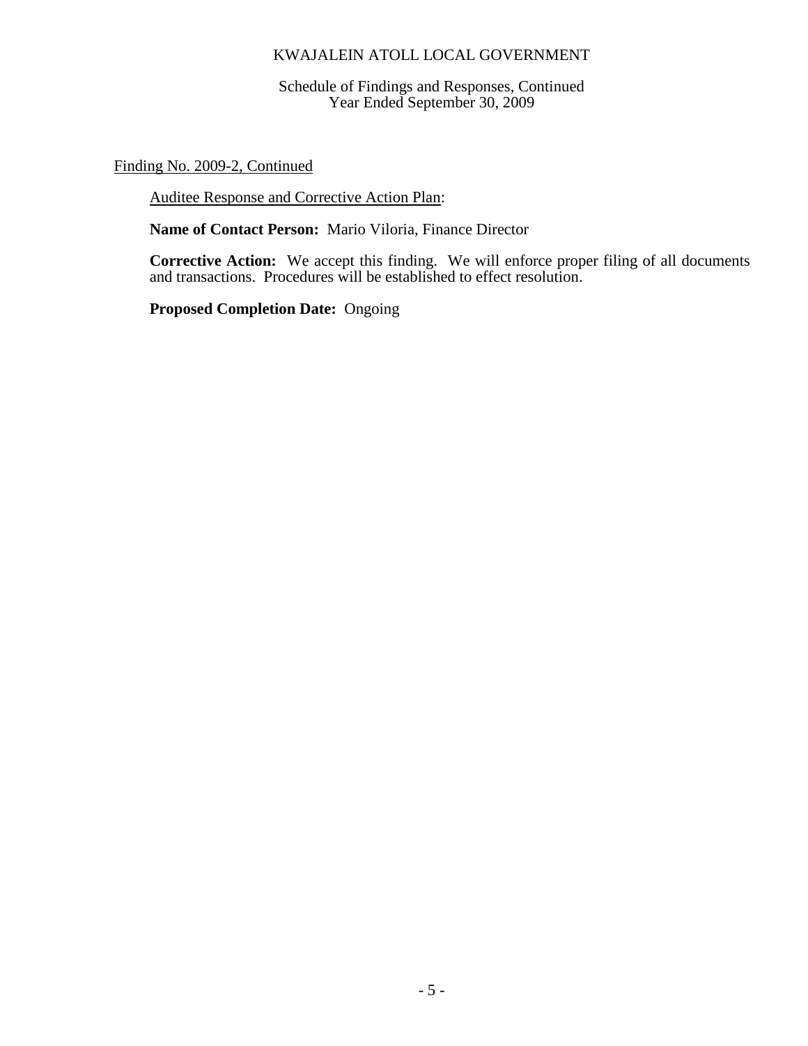Finding No. 2009-2, Continued

Auditee Response and Corrective Action Plan:

**Name of Contact Person:** Mario Viloria, Finance Director

**Corrective Action:** We accept this finding. We will enforce proper filing of all documents and transactions. Procedures will be established to effect resolution.

**Proposed Completion Date:** Ongoing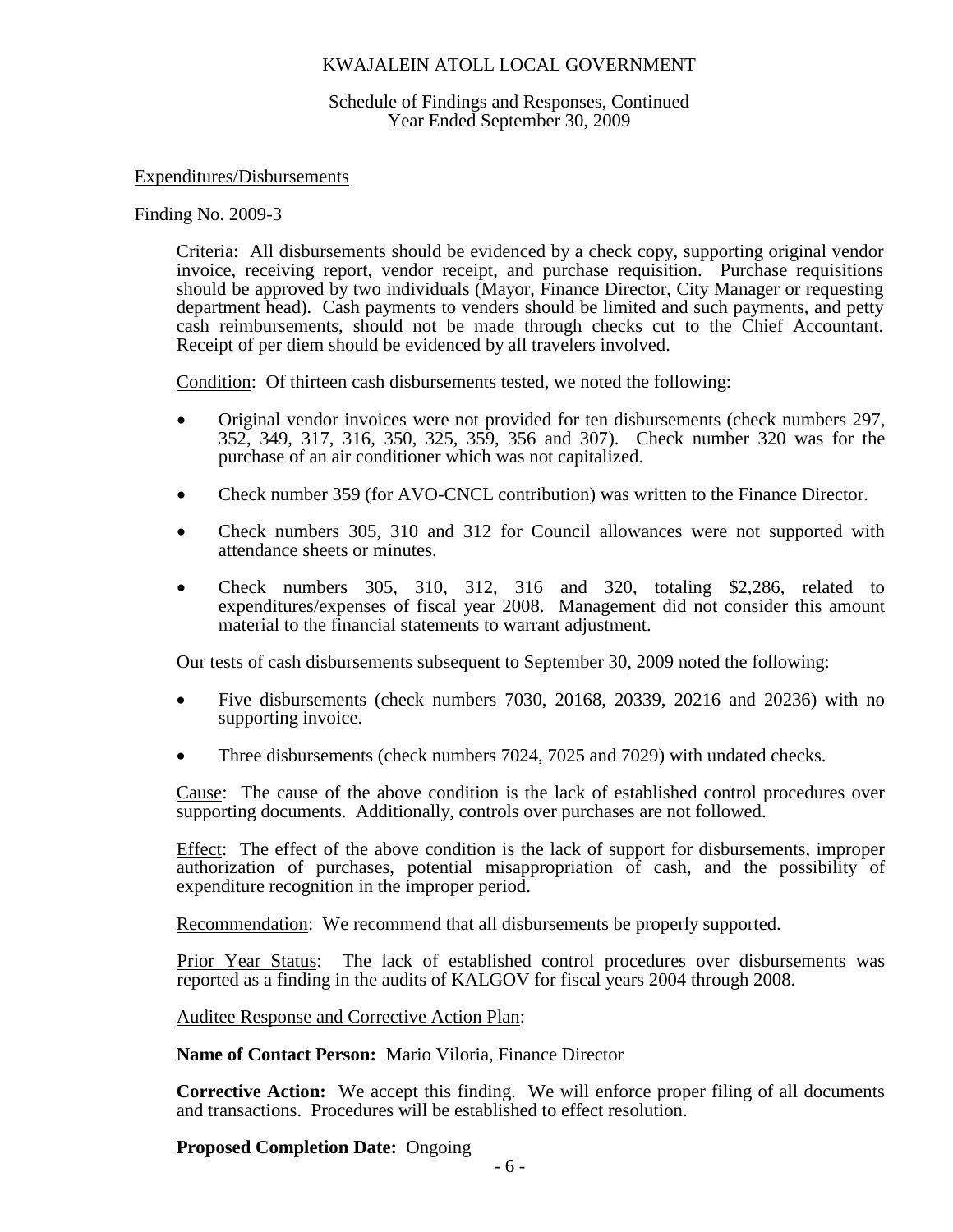KWAJALEIN ATOLL LOCAL GOVERNMENT

Schedule of Findings and Responses, Continued
Year Ended September 30, 2009

Expenditures/Disbursements

Finding No. 2009-3

Criteria: All disbursements should be evidenced by a check copy, supporting original vendor invoice, receiving report, vendor receipt, and purchase requisition. Purchase requisitions should be approved by two individuals (Mayor, Finance Director, City Manager or requesting department head). Cash payments to venders should be limited and such payments, and petty cash reimbursements, should not be made through checks cut to the Chief Accountant. Receipt of per diem should be evidenced by all travelers involved.

Condition: Of thirteen cash disbursements tested, we noted the following:

- Original vendor invoices were not provided for ten disbursements (check numbers 297, 352, 349, 317, 316, 350, 325, 359, 356 and 307). Check number 320 was for the purchase of an air conditioner which was not capitalized.
- Check number 359 (for AVO-CNCL contribution) was written to the Finance Director.
- Check numbers 305, 310 and 312 for Council allowances were not supported with attendance sheets or minutes.
- Check numbers 305, 310, 312, 316 and 320, totaling $2,286, related to expenditures/expenses of fiscal year 2008. Management did not consider this amount material to the financial statements to warrant adjustment.

Our tests of cash disbursements subsequent to September 30, 2009 noted the following:

- Five disbursements (check numbers 7030, 20168, 20339, 20216 and 20236) with no supporting invoice.
- Three disbursements (check numbers 7024, 7025 and 7029) with undated checks.

Cause: The cause of the above condition is the lack of established control procedures over supporting documents. Additionally, controls over purchases are not followed.

Effect: The effect of the above condition is the lack of support for disbursements, improper authorization of purchases, potential misappropriation of cash, and the possibility of expenditure recognition in the improper period.

Recommendation: We recommend that all disbursements be properly supported.

Prior Year Status: The lack of established control procedures over disbursements was reported as a finding in the audits of KALGOV for fiscal years 2004 through 2008.

Auditee Response and Corrective Action Plan:

**Name of Contact Person:** Mario Viloria, Finance Director

**Corrective Action:** We accept this finding. We will enforce proper filing of all documents and transactions. Procedures will be established to effect resolution.

**Proposed Completion Date:** Ongoing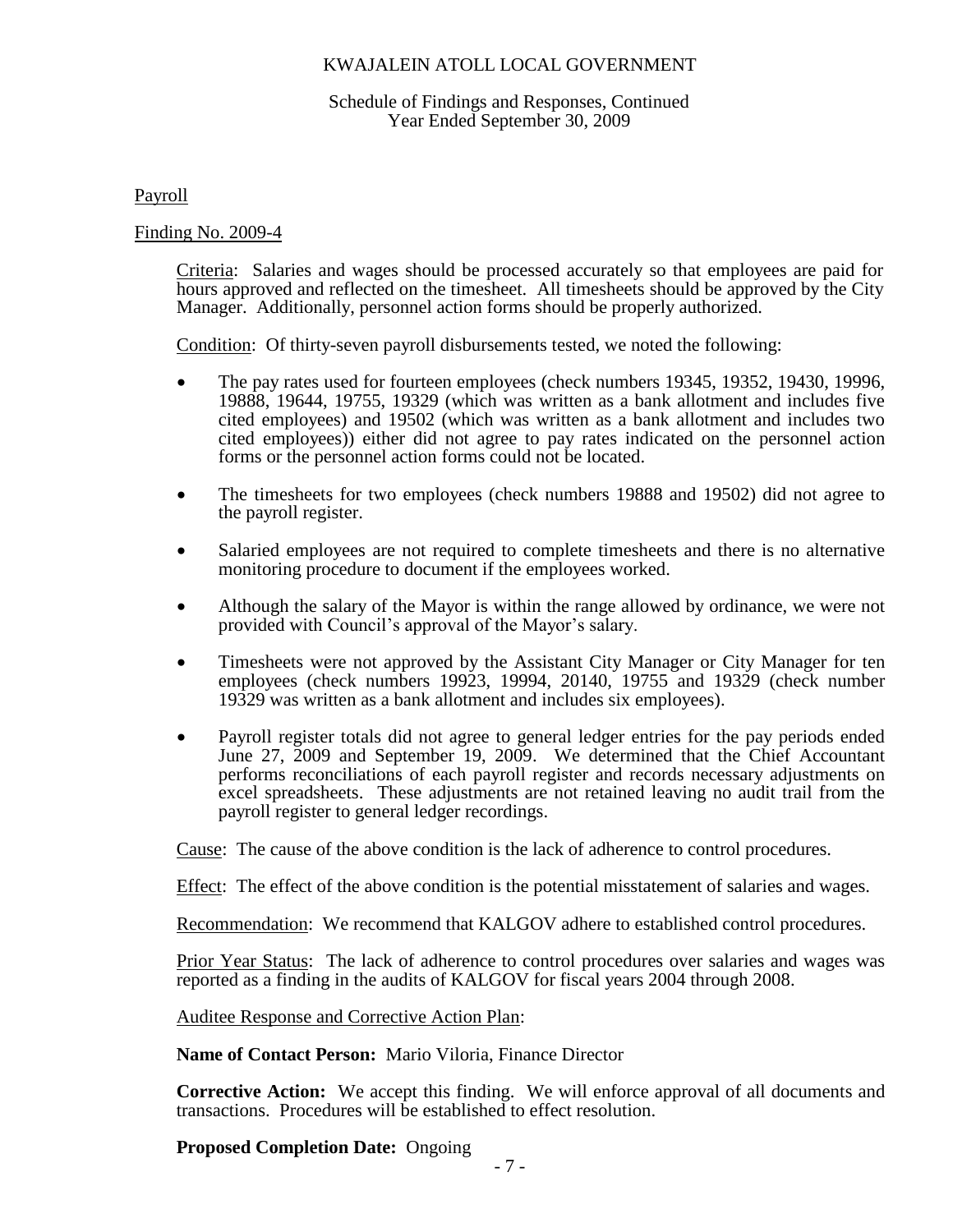KWAJALEIN ATOLL LOCAL GOVERNMENT

Schedule of Findings and Responses, Continued
Year Ended September 30, 2009

Payroll

Finding No. 2009-4

Criteria: Salaries and wages should be processed accurately so that employees are paid for hours approved and reflected on the timesheet. All timesheets should be approved by the City Manager. Additionally, personnel action forms should be properly authorized.

Condition: Of thirty-seven payroll disbursements tested, we noted the following:

- The pay rates used for fourteen employees (check numbers 19345, 19352, 19430, 19996, 19888, 19644, 19755, 19329 (which was written as a bank allotment and includes five cited employees) and 19502 (which was written as a bank allotment and includes two cited employees)) either did not agree to pay rates indicated on the personnel action forms or the personnel action forms could not be located.
- The timesheets for two employees (check numbers 19888 and 19502) did not agree to the payroll register.
- Salaried employees are not required to complete timesheets and there is no alternative monitoring procedure to document if the employees worked.
- Although the salary of the Mayor is within the range allowed by ordinance, we were not provided with Council's approval of the Mayor's salary.
- Timesheets were not approved by the Assistant City Manager or City Manager for ten employees (check numbers 19923, 19994, 20140, 19755 and 19329 (check number 19329 was written as a bank allotment and includes six employees).
- Payroll register totals did not agree to general ledger entries for the pay periods ended June 27, 2009 and September 19, 2009. We determined that the Chief Accountant performs reconciliations of each payroll register and records necessary adjustments on excel spreadsheets. These adjustments are not retained leaving no audit trail from the payroll register to general ledger recordings.

Cause: The cause of the above condition is the lack of adherence to control procedures.

Effect: The effect of the above condition is the potential misstatement of salaries and wages.

Recommendation: We recommend that KALGOV adhere to established control procedures.

Prior Year Status: The lack of adherence to control procedures over salaries and wages was reported as a finding in the audits of KALGOV for fiscal years 2004 through 2008.

Auditee Response and Corrective Action Plan:

**Name of Contact Person:** Mario Viloria, Finance Director

**Corrective Action:** We accept this finding. We will enforce approval of all documents and transactions. Procedures will be established to effect resolution.

**Proposed Completion Date:** Ongoing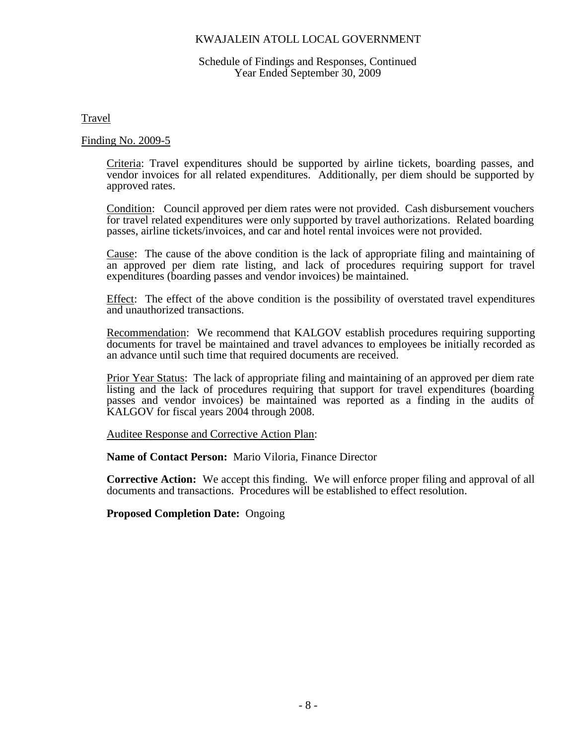KWAJALEIN ATOLL LOCAL GOVERNMENT

Schedule of Findings and Responses, Continued
Year Ended September 30, 2009

## Travel

### Finding No. 2009-5

Criteria: Travel expenditures should be supported by airline tickets, boarding passes, and vendor invoices for all related expenditures. Additionally, per diem should be supported by approved rates.

Condition: Council approved per diem rates were not provided. Cash disbursement vouchers for travel related expenditures were only supported by travel authorizations. Related boarding passes, airline tickets/invoices, and car and hotel rental invoices were not provided.

Cause: The cause of the above condition is the lack of appropriate filing and maintaining of an approved per diem rate listing, and lack of procedures requiring support for travel expenditures (boarding passes and vendor invoices) be maintained.

Effect: The effect of the above condition is the possibility of overstated travel expenditures and unauthorized transactions.

Recommendation: We recommend that KALGOV establish procedures requiring supporting documents for travel be maintained and travel advances to employees be initially recorded as an advance until such time that required documents are received.

Prior Year Status: The lack of appropriate filing and maintaining of an approved per diem rate listing and the lack of procedures requiring that support for travel expenditures (boarding passes and vendor invoices) be maintained was reported as a finding in the audits of KALGOV for fiscal years 2004 through 2008.

Auditee Response and Corrective Action Plan:

**Name of Contact Person:** Mario Viloria, Finance Director

**Corrective Action:** We accept this finding. We will enforce proper filing and approval of all documents and transactions. Procedures will be established to effect resolution.

**Proposed Completion Date:** Ongoing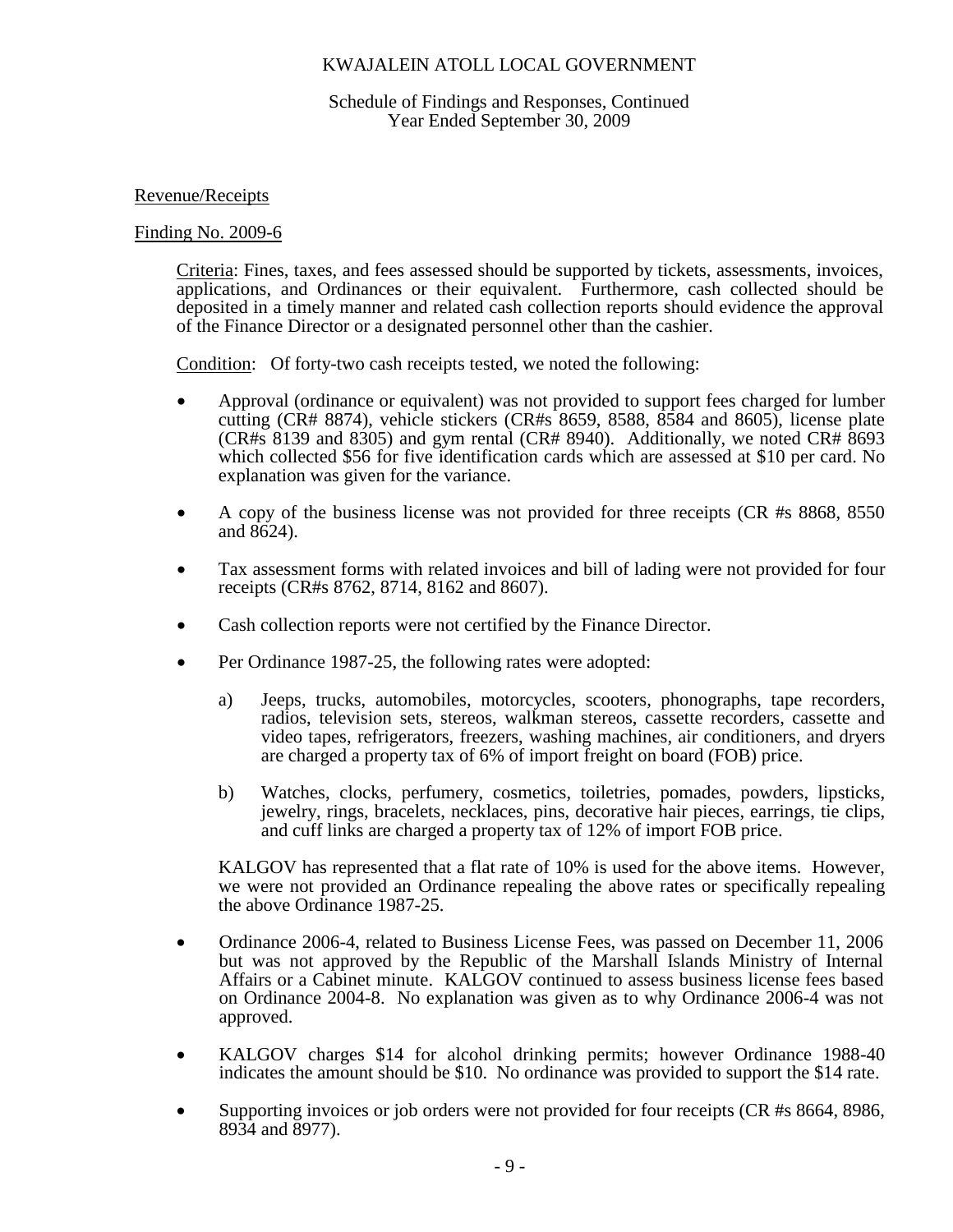KWAJALEIN ATOLL LOCAL GOVERNMENT

Schedule of Findings and Responses, Continued
Year Ended September 30, 2009

Revenue/Receipts

Finding No. 2009-6

Criteria: Fines, taxes, and fees assessed should be supported by tickets, assessments, invoices, applications, and Ordinances or their equivalent. Furthermore, cash collected should be deposited in a timely manner and related cash collection reports should evidence the approval of the Finance Director or a designated personnel other than the cashier.

Condition: Of forty-two cash receipts tested, we noted the following:

- Approval (ordinance or equivalent) was not provided to support fees charged for lumber cutting (CR# 8874), vehicle stickers (CR#s 8659, 8588, 8584 and 8605), license plate (CR#s 8139 and 8305) and gym rental (CR# 8940). Additionally, we noted CR# 8693 which collected $56 for five identification cards which are assessed at $10 per card. No explanation was given for the variance.

- A copy of the business license was not provided for three receipts (CR #s 8868, 8550 and 8624).

- Tax assessment forms with related invoices and bill of lading were not provided for four receipts (CR#s 8762, 8714, 8162 and 8607).

- Cash collection reports were not certified by the Finance Director.

- Per Ordinance 1987-25, the following rates were adopted:

  a) Jeeps, trucks, automobiles, motorcycles, scooters, phonographs, tape recorders, radios, television sets, stereos, walkman stereos, cassette recorders, cassette and video tapes, refrigerators, freezers, washing machines, air conditioners, and dryers are charged a property tax of 6% of import freight on board (FOB) price.

  b) Watches, clocks, perfumery, cosmetics, toiletries, pomades, powders, lipsticks, jewelry, rings, bracelets, necklaces, pins, decorative hair pieces, earrings, tie clips, and cuff links are charged a property tax of 12% of import FOB price.

  KALGOV has represented that a flat rate of 10% is used for the above items. However, we were not provided an Ordinance repealing the above rates or specifically repealing the above Ordinance 1987-25.

- Ordinance 2006-4, related to Business License Fees, was passed on December 11, 2006 but was not approved by the Republic of the Marshall Islands Ministry of Internal Affairs or a Cabinet minute. KALGOV continued to assess business license fees based on Ordinance 2004-8. No explanation was given as to why Ordinance 2006-4 was not approved.

- KALGOV charges $14 for alcohol drinking permits; however Ordinance 1988-40 indicates the amount should be $10. No ordinance was provided to support the $14 rate.

- Supporting invoices or job orders were not provided for four receipts (CR #s 8664, 8986, 8934 and 8977).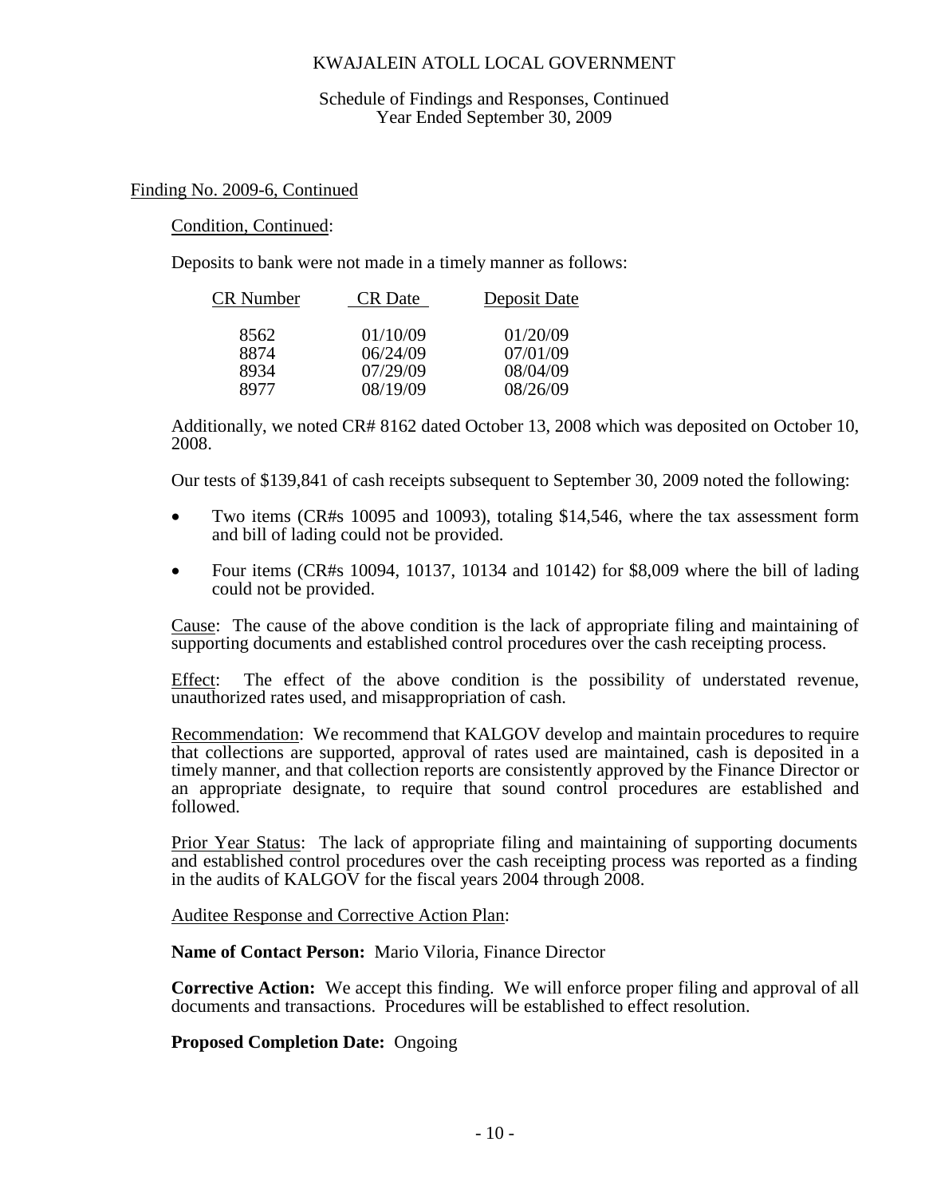KWAJALEIN ATOLL LOCAL GOVERNMENT

Schedule of Findings and Responses, Continued
Year Ended September 30, 2009

Finding No. 2009-6, Continued

Condition, Continued:

Deposits to bank were not made in a timely manner as follows:

| CR Number | CR Date | Deposit Date |
|---|---|---|
| 8562 | 01/10/09 | 01/20/09 |
| 8874 | 06/24/09 | 07/01/09 |
| 8934 | 07/29/09 | 08/04/09 |
| 8977 | 08/19/09 | 08/26/09 |

Additionally, we noted CR# 8162 dated October 13, 2008 which was deposited on October 10, 2008.

Our tests of $139,841 of cash receipts subsequent to September 30, 2009 noted the following:

- Two items (CR#s 10095 and 10093), totaling $14,546, where the tax assessment form and bill of lading could not be provided.
- Four items (CR#s 10094, 10137, 10134 and 10142) for $8,009 where the bill of lading could not be provided.

Cause: The cause of the above condition is the lack of appropriate filing and maintaining of supporting documents and established control procedures over the cash receipting process.

Effect: The effect of the above condition is the possibility of understated revenue, unauthorized rates used, and misappropriation of cash.

Recommendation: We recommend that KALGOV develop and maintain procedures to require that collections are supported, approval of rates used are maintained, cash is deposited in a timely manner, and that collection reports are consistently approved by the Finance Director or an appropriate designate, to require that sound control procedures are established and followed.

Prior Year Status: The lack of appropriate filing and maintaining of supporting documents and established control procedures over the cash receipting process was reported as a finding in the audits of KALGOV for the fiscal years 2004 through 2008.

Auditee Response and Corrective Action Plan:

**Name of Contact Person:** Mario Viloria, Finance Director

**Corrective Action:** We accept this finding. We will enforce proper filing and approval of all documents and transactions. Procedures will be established to effect resolution.

**Proposed Completion Date:** Ongoing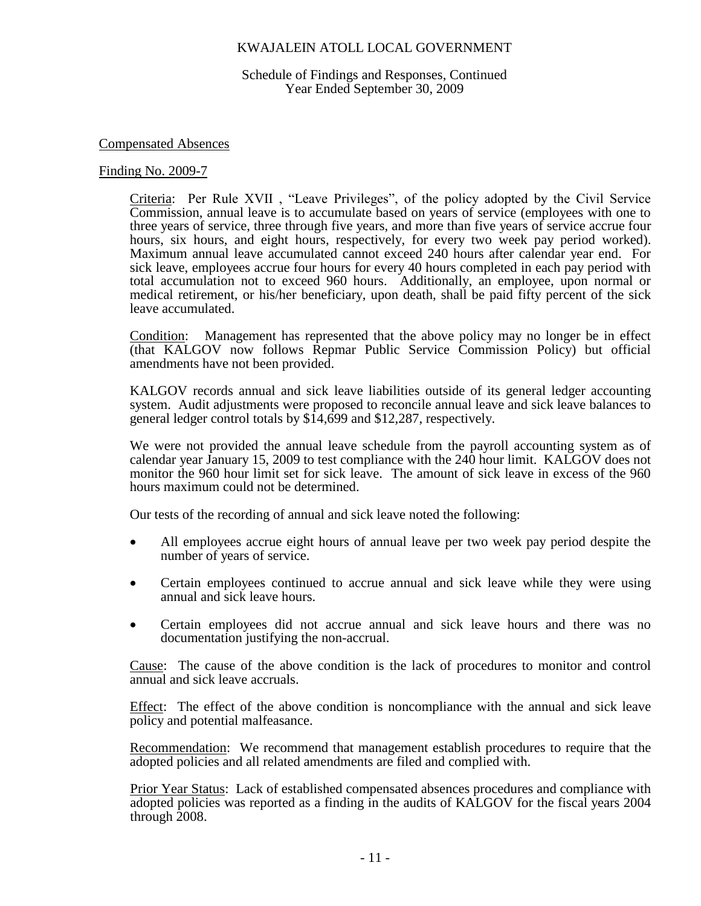KWAJALEIN ATOLL LOCAL GOVERNMENT

Schedule of Findings and Responses, Continued
Year Ended September 30, 2009

Compensated Absences

Finding No. 2009-7

Criteria: Per Rule XVII , "Leave Privileges", of the policy adopted by the Civil Service Commission, annual leave is to accumulate based on years of service (employees with one to three years of service, three through five years, and more than five years of service accrue four hours, six hours, and eight hours, respectively, for every two week pay period worked). Maximum annual leave accumulated cannot exceed 240 hours after calendar year end. For sick leave, employees accrue four hours for every 40 hours completed in each pay period with total accumulation not to exceed 960 hours. Additionally, an employee, upon normal or medical retirement, or his/her beneficiary, upon death, shall be paid fifty percent of the sick leave accumulated.

Condition: Management has represented that the above policy may no longer be in effect (that KALGOV now follows Repmar Public Service Commission Policy) but official amendments have not been provided.

KALGOV records annual and sick leave liabilities outside of its general ledger accounting system. Audit adjustments were proposed to reconcile annual leave and sick leave balances to general ledger control totals by $14,699 and $12,287, respectively.

We were not provided the annual leave schedule from the payroll accounting system as of calendar year January 15, 2009 to test compliance with the 240 hour limit. KALGOV does not monitor the 960 hour limit set for sick leave. The amount of sick leave in excess of the 960 hours maximum could not be determined.

Our tests of the recording of annual and sick leave noted the following:

- All employees accrue eight hours of annual leave per two week pay period despite the number of years of service.
- Certain employees continued to accrue annual and sick leave while they were using annual and sick leave hours.
- Certain employees did not accrue annual and sick leave hours and there was no documentation justifying the non-accrual.

Cause: The cause of the above condition is the lack of procedures to monitor and control annual and sick leave accruals.

Effect: The effect of the above condition is noncompliance with the annual and sick leave policy and potential malfeasance.

Recommendation: We recommend that management establish procedures to require that the adopted policies and all related amendments are filed and complied with.

Prior Year Status: Lack of established compensated absences procedures and compliance with adopted policies was reported as a finding in the audits of KALGOV for the fiscal years 2004 through 2008.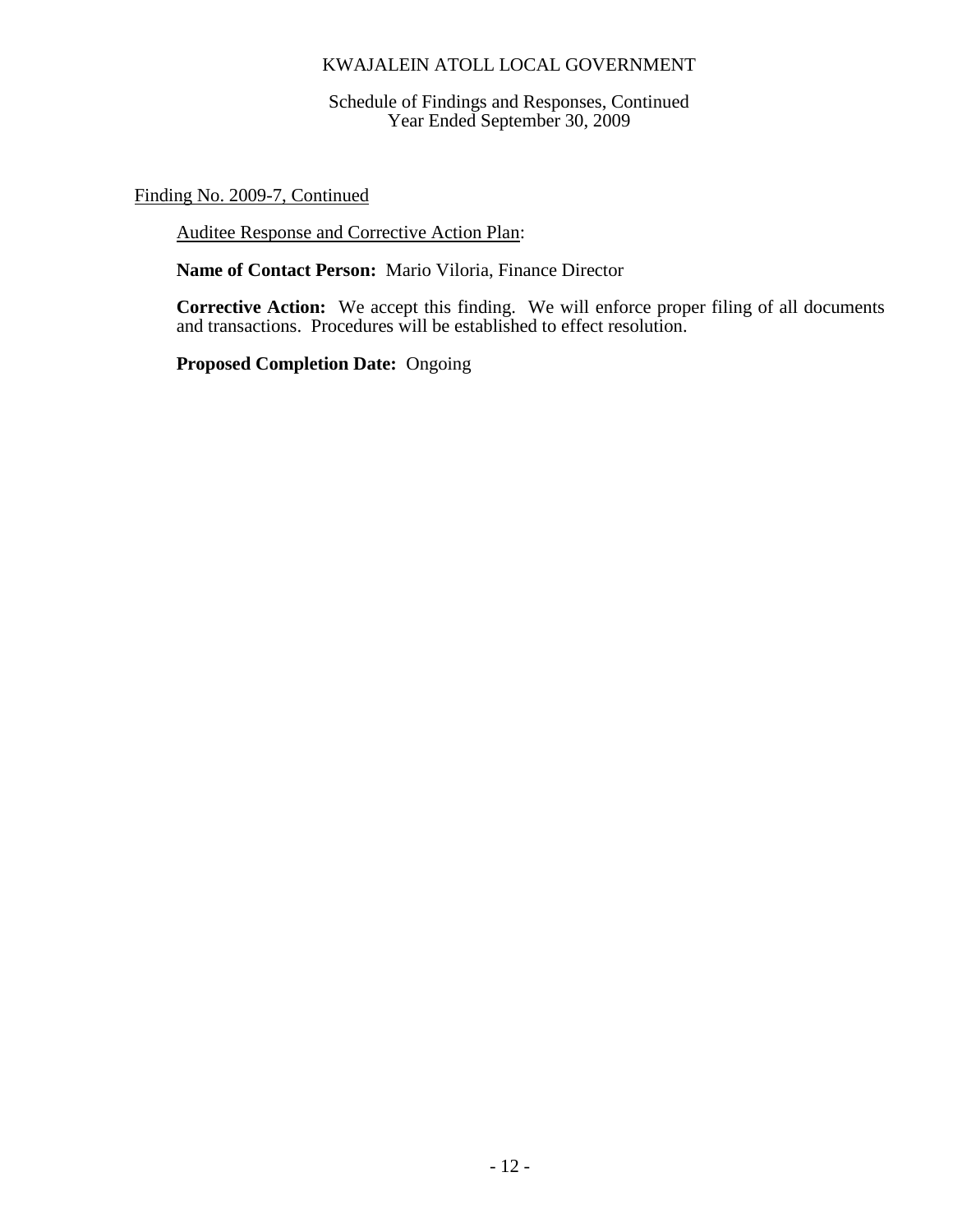Finding No. 2009-7, Continued

Auditee Response and Corrective Action Plan:

**Name of Contact Person:** Mario Viloria, Finance Director

**Corrective Action:** We accept this finding. We will enforce proper filing of all documents and transactions. Procedures will be established to effect resolution.

**Proposed Completion Date:** Ongoing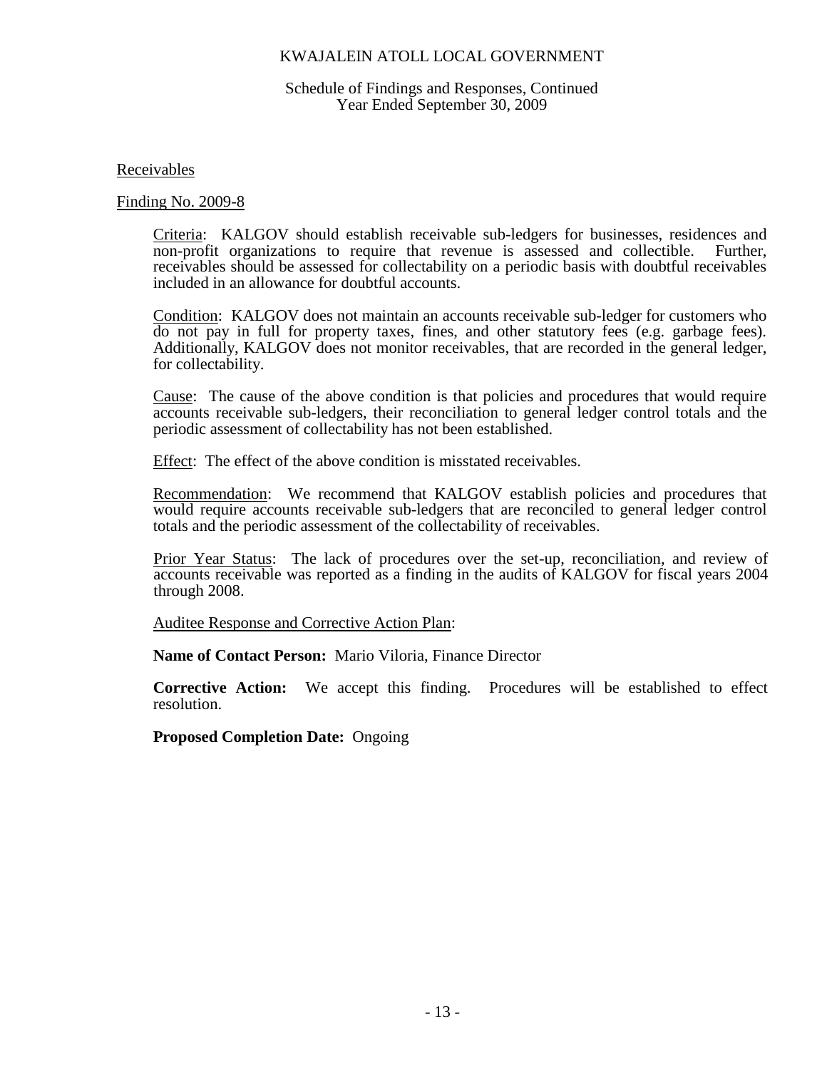## Receivables

### Finding No. 2009-8

Criteria: KALGOV should establish receivable sub-ledgers for businesses, residences and non-profit organizations to require that revenue is assessed and collectible. Further, receivables should be assessed for collectability on a periodic basis with doubtful receivables included in an allowance for doubtful accounts.

Condition: KALGOV does not maintain an accounts receivable sub-ledger for customers who do not pay in full for property taxes, fines, and other statutory fees (e.g. garbage fees). Additionally, KALGOV does not monitor receivables, that are recorded in the general ledger, for collectability.

Cause: The cause of the above condition is that policies and procedures that would require accounts receivable sub-ledgers, their reconciliation to general ledger control totals and the periodic assessment of collectability has not been established.

Effect: The effect of the above condition is misstated receivables.

Recommendation: We recommend that KALGOV establish policies and procedures that would require accounts receivable sub-ledgers that are reconciled to general ledger control totals and the periodic assessment of the collectability of receivables.

Prior Year Status: The lack of procedures over the set-up, reconciliation, and review of accounts receivable was reported as a finding in the audits of KALGOV for fiscal years 2004 through 2008.

Auditee Response and Corrective Action Plan:

**Name of Contact Person:** Mario Viloria, Finance Director

**Corrective Action:** We accept this finding. Procedures will be established to effect resolution.

**Proposed Completion Date:** Ongoing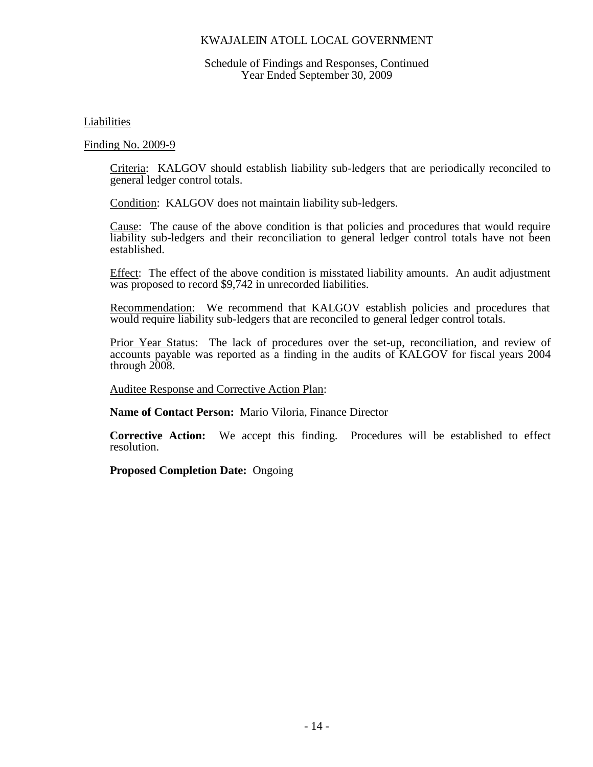## Liabilities

### Finding No. 2009-9

Criteria: KALGOV should establish liability sub-ledgers that are periodically reconciled to general ledger control totals.

Condition: KALGOV does not maintain liability sub-ledgers.

Cause: The cause of the above condition is that policies and procedures that would require liability sub-ledgers and their reconciliation to general ledger control totals have not been established.

Effect: The effect of the above condition is misstated liability amounts. An audit adjustment was proposed to record $9,742 in unrecorded liabilities.

Recommendation: We recommend that KALGOV establish policies and procedures that would require liability sub-ledgers that are reconciled to general ledger control totals.

Prior Year Status: The lack of procedures over the set-up, reconciliation, and review of accounts payable was reported as a finding in the audits of KALGOV for fiscal years 2004 through 2008.

Auditee Response and Corrective Action Plan:

**Name of Contact Person:** Mario Viloria, Finance Director

**Corrective Action:** We accept this finding. Procedures will be established to effect resolution.

**Proposed Completion Date:** Ongoing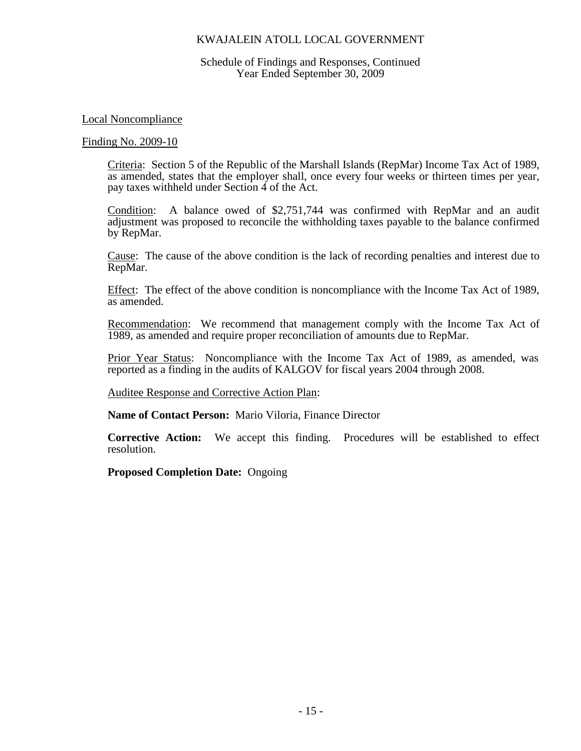# KWAJALEIN ATOLL LOCAL GOVERNMENT

Schedule of Findings and Responses, Continued
Year Ended September 30, 2009

## Local Noncompliance

### Finding No. 2009-10

Criteria: Section 5 of the Republic of the Marshall Islands (RepMar) Income Tax Act of 1989, as amended, states that the employer shall, once every four weeks or thirteen times per year, pay taxes withheld under Section 4 of the Act.

Condition: A balance owed of $2,751,744 was confirmed with RepMar and an audit adjustment was proposed to reconcile the withholding taxes payable to the balance confirmed by RepMar.

Cause: The cause of the above condition is the lack of recording penalties and interest due to RepMar.

Effect: The effect of the above condition is noncompliance with the Income Tax Act of 1989, as amended.

Recommendation: We recommend that management comply with the Income Tax Act of 1989, as amended and require proper reconciliation of amounts due to RepMar.

Prior Year Status: Noncompliance with the Income Tax Act of 1989, as amended, was reported as a finding in the audits of KALGOV for fiscal years 2004 through 2008.

Auditee Response and Corrective Action Plan:

**Name of Contact Person:** Mario Viloria, Finance Director

**Corrective Action:** We accept this finding. Procedures will be established to effect resolution.

**Proposed Completion Date:** Ongoing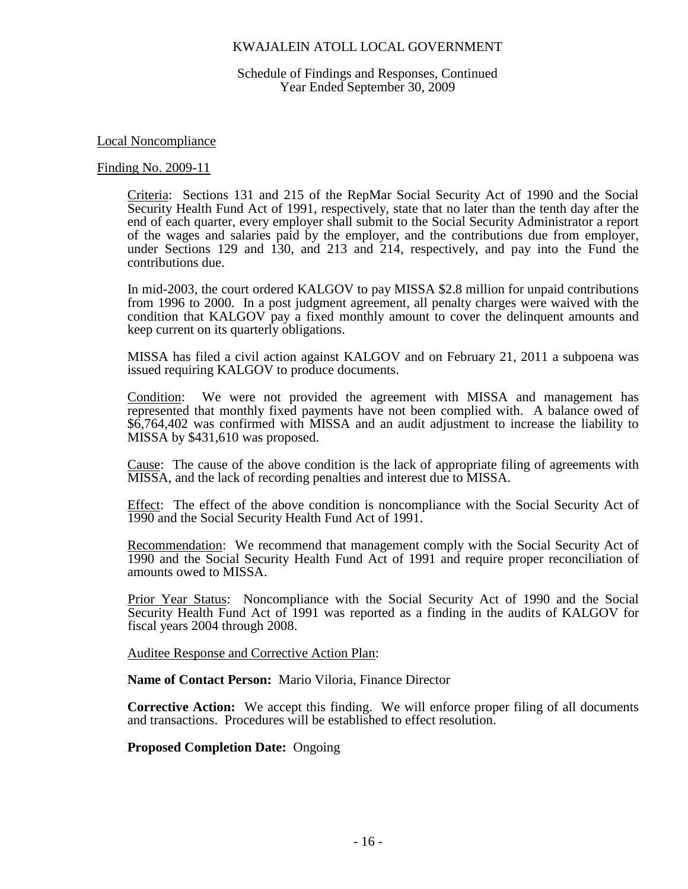## Local Noncompliance

### Finding No. 2009-11

Criteria: Sections 131 and 215 of the RepMar Social Security Act of 1990 and the Social Security Health Fund Act of 1991, respectively, state that no later than the tenth day after the end of each quarter, every employer shall submit to the Social Security Administrator a report of the wages and salaries paid by the employer, and the contributions due from employer, under Sections 129 and 130, and 213 and 214, respectively, and pay into the Fund the contributions due.

In mid-2003, the court ordered KALGOV to pay MISSA $2.8 million for unpaid contributions from 1996 to 2000. In a post judgment agreement, all penalty charges were waived with the condition that KALGOV pay a fixed monthly amount to cover the delinquent amounts and keep current on its quarterly obligations.

MISSA has filed a civil action against KALGOV and on February 21, 2011 a subpoena was issued requiring KALGOV to produce documents.

Condition: We were not provided the agreement with MISSA and management has represented that monthly fixed payments have not been complied with. A balance owed of $6,764,402 was confirmed with MISSA and an audit adjustment to increase the liability to MISSA by $431,610 was proposed.

Cause: The cause of the above condition is the lack of appropriate filing of agreements with MISSA, and the lack of recording penalties and interest due to MISSA.

Effect: The effect of the above condition is noncompliance with the Social Security Act of 1990 and the Social Security Health Fund Act of 1991.

Recommendation: We recommend that management comply with the Social Security Act of 1990 and the Social Security Health Fund Act of 1991 and require proper reconciliation of amounts owed to MISSA.

Prior Year Status: Noncompliance with the Social Security Act of 1990 and the Social Security Health Fund Act of 1991 was reported as a finding in the audits of KALGOV for fiscal years 2004 through 2008.

Auditee Response and Corrective Action Plan:

**Name of Contact Person:** Mario Viloria, Finance Director

**Corrective Action:** We accept this finding. We will enforce proper filing of all documents and transactions. Procedures will be established to effect resolution.

**Proposed Completion Date:** Ongoing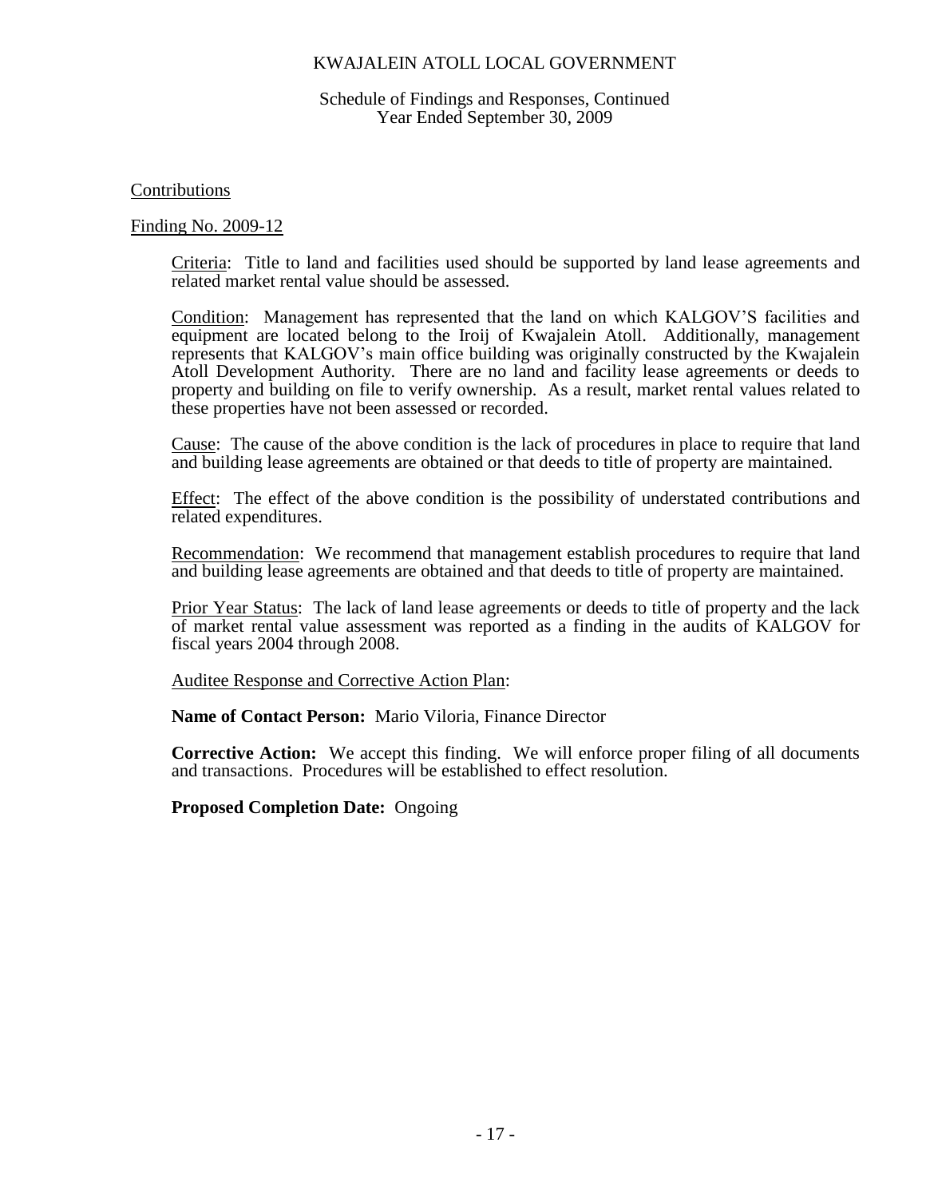KWAJALEIN ATOLL LOCAL GOVERNMENT

Schedule of Findings and Responses, Continued
Year Ended September 30, 2009

Contributions

Finding No. 2009-12

Criteria: Title to land and facilities used should be supported by land lease agreements and related market rental value should be assessed.

Condition: Management has represented that the land on which KALGOV'S facilities and equipment are located belong to the Iroij of Kwajalein Atoll. Additionally, management represents that KALGOV's main office building was originally constructed by the Kwajalein Atoll Development Authority. There are no land and facility lease agreements or deeds to property and building on file to verify ownership. As a result, market rental values related to these properties have not been assessed or recorded.

Cause: The cause of the above condition is the lack of procedures in place to require that land and building lease agreements are obtained or that deeds to title of property are maintained.

Effect: The effect of the above condition is the possibility of understated contributions and related expenditures.

Recommendation: We recommend that management establish procedures to require that land and building lease agreements are obtained and that deeds to title of property are maintained.

Prior Year Status: The lack of land lease agreements or deeds to title of property and the lack of market rental value assessment was reported as a finding in the audits of KALGOV for fiscal years 2004 through 2008.

Auditee Response and Corrective Action Plan:

**Name of Contact Person:** Mario Viloria, Finance Director

**Corrective Action:** We accept this finding. We will enforce proper filing of all documents and transactions. Procedures will be established to effect resolution.

**Proposed Completion Date:** Ongoing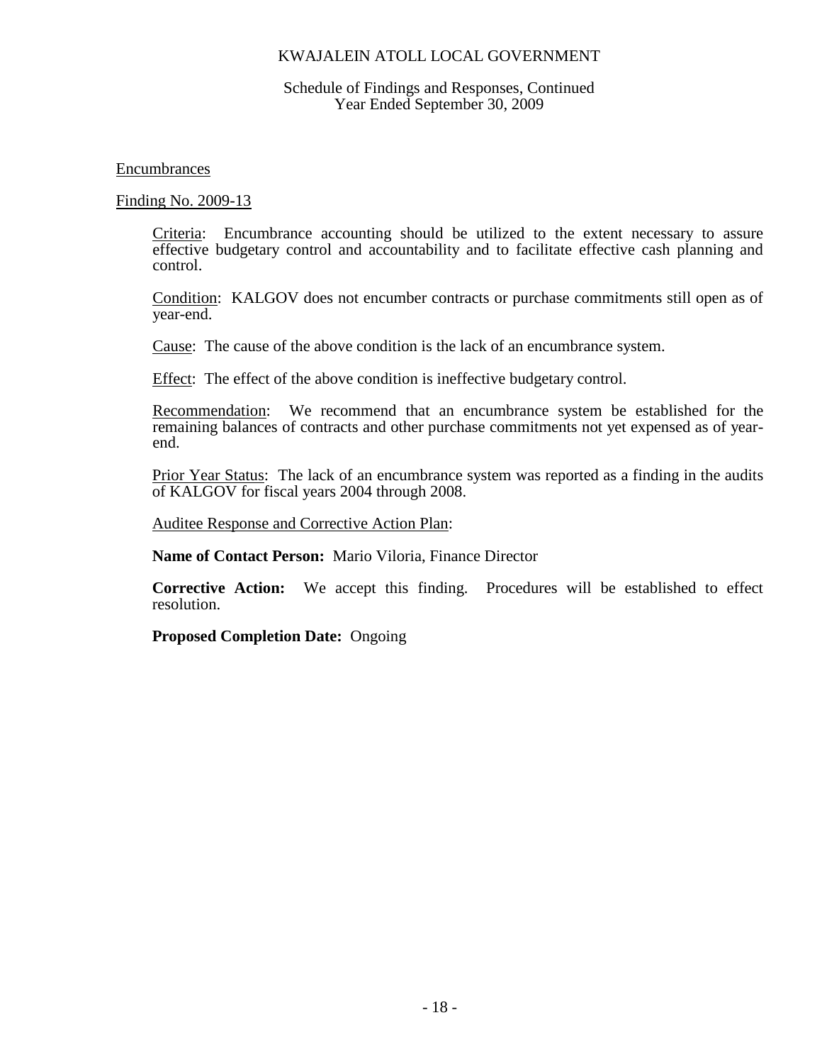KWAJALEIN ATOLL LOCAL GOVERNMENT

Schedule of Findings and Responses, Continued
Year Ended September 30, 2009

Encumbrances

Finding No. 2009-13

Criteria: Encumbrance accounting should be utilized to the extent necessary to assure effective budgetary control and accountability and to facilitate effective cash planning and control.

Condition: KALGOV does not encumber contracts or purchase commitments still open as of year-end.

Cause: The cause of the above condition is the lack of an encumbrance system.

Effect: The effect of the above condition is ineffective budgetary control.

Recommendation: We recommend that an encumbrance system be established for the remaining balances of contracts and other purchase commitments not yet expensed as of year-end.

Prior Year Status: The lack of an encumbrance system was reported as a finding in the audits of KALGOV for fiscal years 2004 through 2008.

Auditee Response and Corrective Action Plan:

**Name of Contact Person:** Mario Viloria, Finance Director

**Corrective Action:** We accept this finding. Procedures will be established to effect resolution.

**Proposed Completion Date:** Ongoing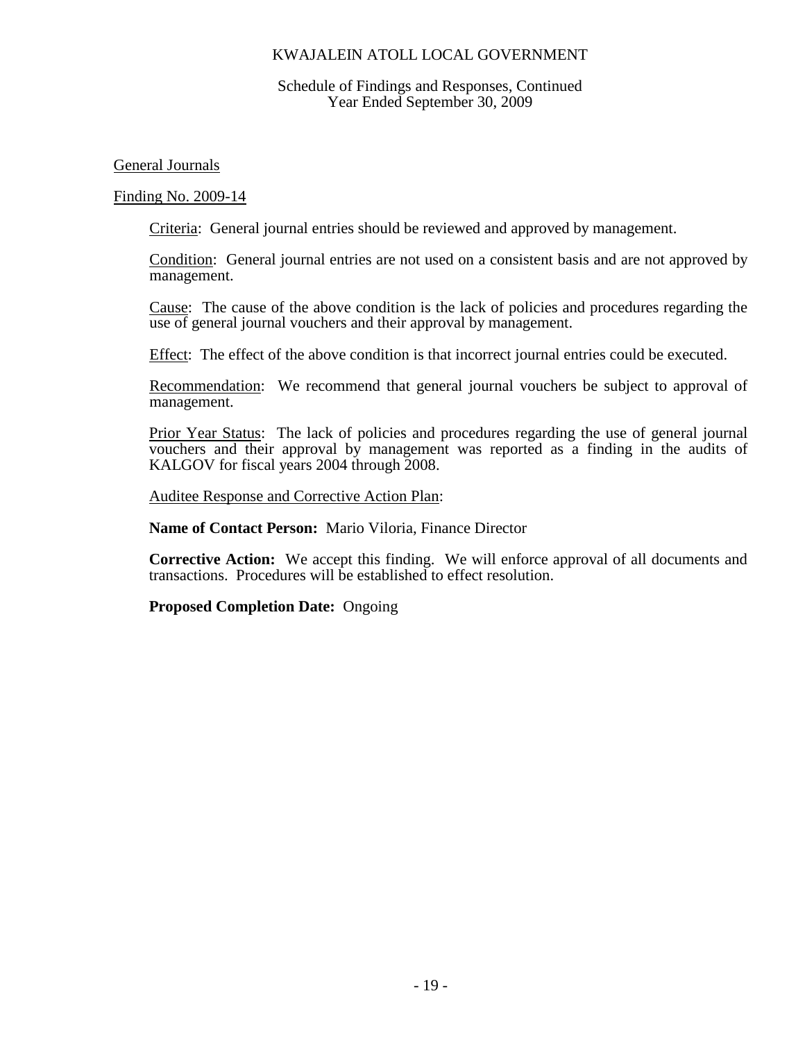KWAJALEIN ATOLL LOCAL GOVERNMENT

Schedule of Findings and Responses, Continued
Year Ended September 30, 2009

General Journals

Finding No. 2009-14

Criteria: General journal entries should be reviewed and approved by management.

Condition: General journal entries are not used on a consistent basis and are not approved by management.

Cause: The cause of the above condition is the lack of policies and procedures regarding the use of general journal vouchers and their approval by management.

Effect: The effect of the above condition is that incorrect journal entries could be executed.

Recommendation: We recommend that general journal vouchers be subject to approval of management.

Prior Year Status: The lack of policies and procedures regarding the use of general journal vouchers and their approval by management was reported as a finding in the audits of KALGOV for fiscal years 2004 through 2008.

Auditee Response and Corrective Action Plan:

**Name of Contact Person:** Mario Viloria, Finance Director

**Corrective Action:** We accept this finding. We will enforce approval of all documents and transactions. Procedures will be established to effect resolution.

**Proposed Completion Date:** Ongoing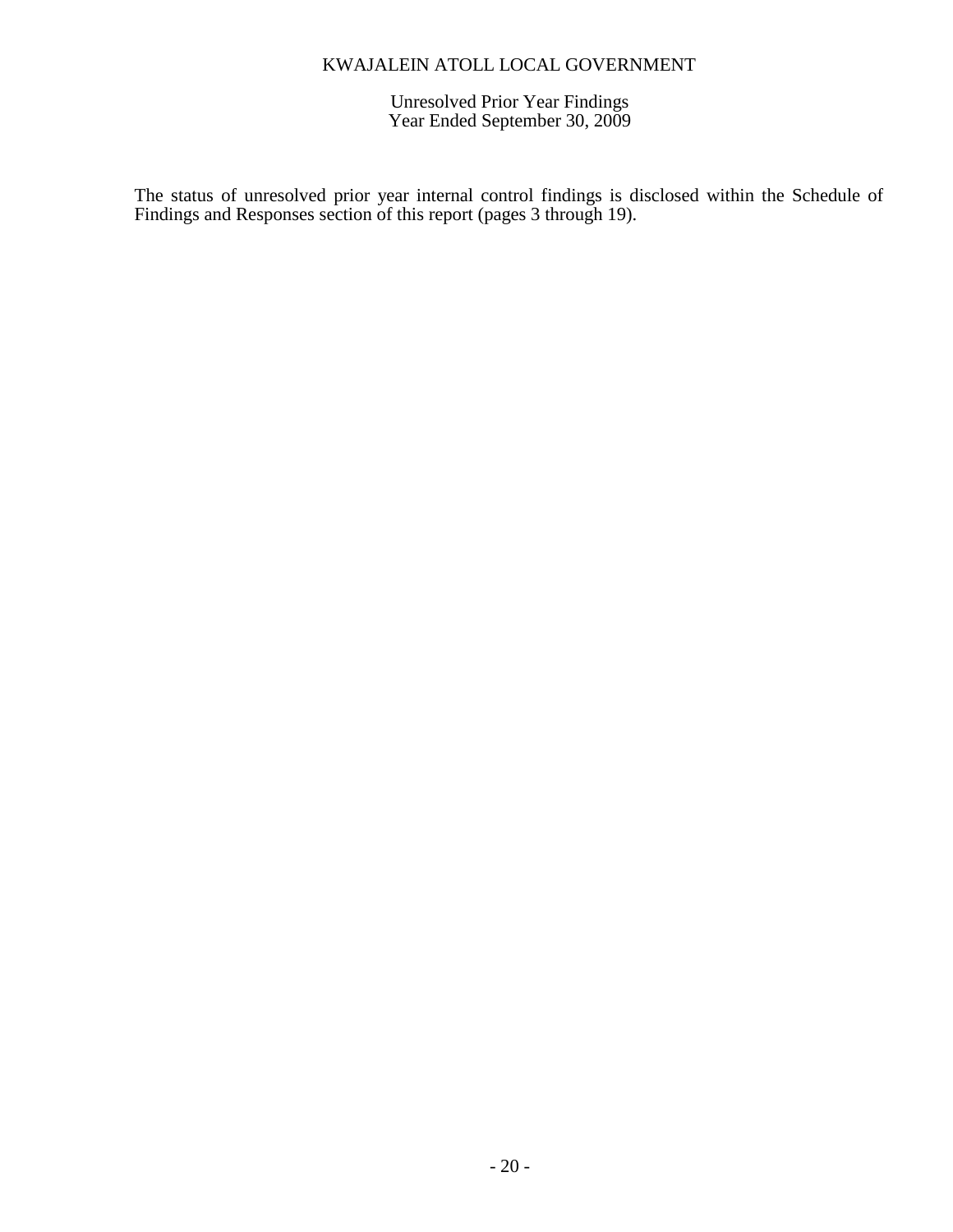# KWAJALEIN ATOLL LOCAL GOVERNMENT

## Unresolved Prior Year Findings
## Year Ended September 30, 2009

The status of unresolved prior year internal control findings is disclosed within the Schedule of Findings and Responses section of this report (pages 3 through 19).